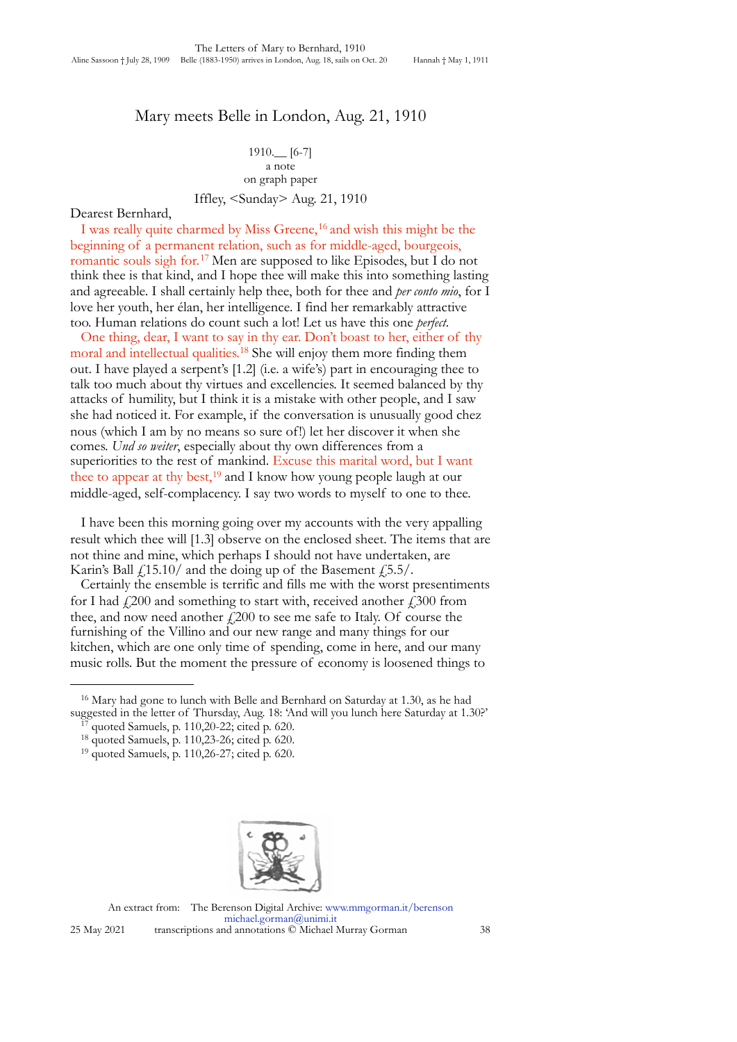# Mary meets Belle in London, Aug. 21, 1910

1910.__ [6-7]
a note
on graph paper

Iffley, <Sunday> Aug. 21, 1910

Dearest Bernhard,

I was really quite charmed by Miss Greene,[16] and wish this might be the beginning of a permanent relation, such as for middle-aged, bourgeois, romantic souls sigh for.[17] Men are supposed to like Episodes, but I do not think thee is that kind, and I hope thee will make this into something lasting and agreeable. I shall certainly help thee, both for thee and *per conto mio*, for I love her youth, her élan, her intelligence. I find her remarkably attractive too. Human relations do count such a lot! Let us have this one *perfect*.

One thing, dear, I want to say in thy ear. Don't boast to her, either of thy moral and intellectual qualities.[18] She will enjoy them more finding them out. I have played a serpent's [1.2] (i.e. a wife's) part in encouraging thee to talk too much about thy virtues and excellencies. It seemed balanced by thy attacks of humility, but I think it is a mistake with other people, and I saw she had noticed it. For example, if the conversation is unusually good chez nous (which I am by no means so sure of!) let her discover it when she comes. *Und so weiter*, especially about thy own differences from a superiorities to the rest of mankind. Excuse this marital word, but I want thee to appear at thy best,[19] and I know how young people laugh at our middle-aged, self-complacency. I say two words to myself to one to thee.

I have been this morning going over my accounts with the very appalling result which thee will [1.3] observe on the enclosed sheet. The items that are not thine and mine, which perhaps I should not have undertaken, are Karin's Ball £15.10/ and the doing up of the Basement £5.5/.

Certainly the ensemble is terrific and fills me with the worst presentiments for I had £200 and something to start with, received another £300 from thee, and now need another £200 to see me safe to Italy. Of course the furnishing of the Villino and our new range and many things for our kitchen, which are one only time of spending, come in here, and our many music rolls. But the moment the pressure of economy is loosened things to

---

[16] Mary had gone to lunch with Belle and Bernhard on Saturday at 1.30, as he had suggested in the letter of Thursday, Aug. 18: 'And will you lunch here Saturday at 1.30?'

[17] quoted Samuels, p. 110,20-22; cited p. 620.

[18] quoted Samuels, p. 110,23-26; cited p. 620.

[19] quoted Samuels, p. 110,26-27; cited p. 620.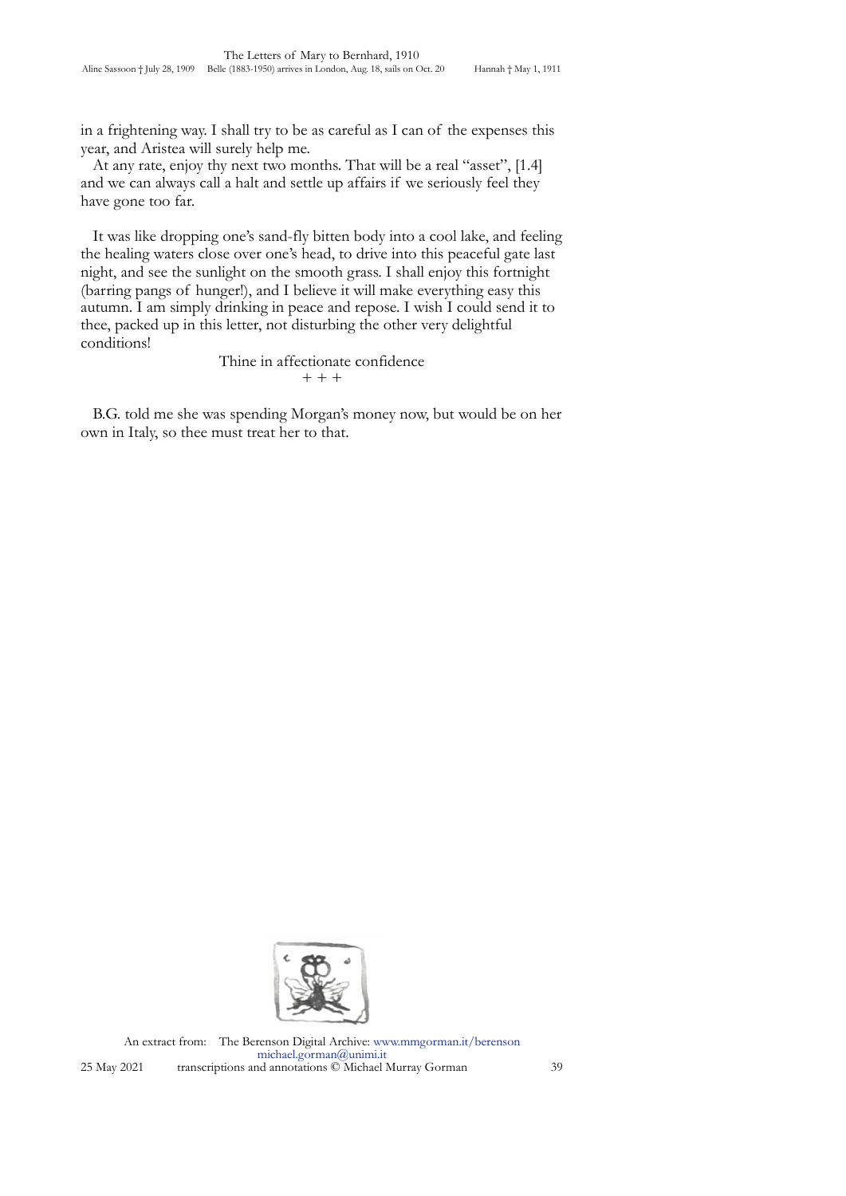in a frightening way. I shall try to be as careful as I can of the expenses this year, and Aristea will surely help me.

At any rate, enjoy thy next two months. That will be a real "asset", [1.4] and we can always call a halt and settle up affairs if we seriously feel they have gone too far.

It was like dropping one's sand-fly bitten body into a cool lake, and feeling the healing waters close over one's head, to drive into this peaceful gate last night, and see the sunlight on the smooth grass. I shall enjoy this fortnight (barring pangs of hunger!), and I believe it will make everything easy this autumn. I am simply drinking in peace and repose. I wish I could send it to thee, packed up in this letter, not disturbing the other very delightful conditions!

Thine in affectionate confidence
+ + +

B.G. told me she was spending Morgan's money now, but would be on her own in Italy, so thee must treat her to that.